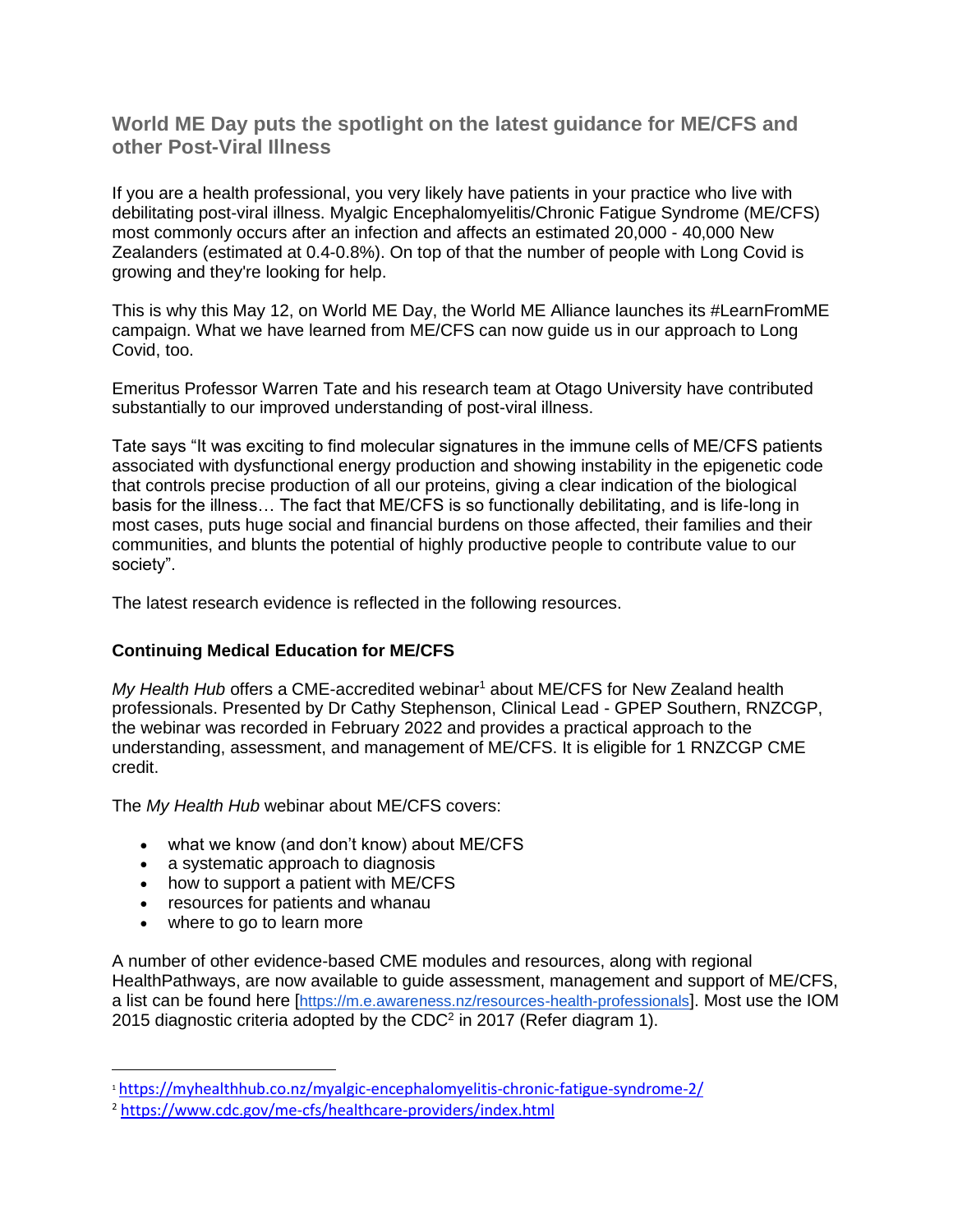## World ME Day puts the spotlight on the latest guidance for ME/CFS and other Post-Viral Illness

If you are a health professional, you very likely have patients in your practice who live with debilitating post-viral illness. Myalgic Encephalomyelitis/Chronic Fatigue Syndrome (ME/CFS) most commonly occurs after an infection and affects an estimated 20,000 - 40,000 New Zealanders (estimated at 0.4-0.8%). On top of that the number of people with Long Covid is growing and they're looking for help.

This is why this May 12, on World ME Day, the World ME Alliance launches its #LearnFromME campaign. What we have learned from ME/CFS can now guide us in our approach to Long Covid, too.

Emeritus Professor Warren Tate and his research team at Otago University have contributed substantially to our improved understanding of post-viral illness.

Tate says "It was exciting to find molecular signatures in the immune cells of ME/CFS patients associated with dysfunctional energy production and showing instability in the epigenetic code that controls precise production of all our proteins, giving a clear indication of the biological basis for the illness… The fact that ME/CFS is so functionally debilitating, and is life-long in most cases, puts huge social and financial burdens on those affected, their families and their communities, and blunts the potential of highly productive people to contribute value to our society".

The latest research evidence is reflected in the following resources.

### Continuing Medical Education for ME/CFS

*My Health Hub* offers a CME-accredited webinar[1] about ME/CFS for New Zealand health professionals. Presented by Dr Cathy Stephenson, Clinical Lead - GPEP Southern, RNZCGP, the webinar was recorded in February 2022 and provides a practical approach to the understanding, assessment, and management of ME/CFS. It is eligible for 1 RNZCGP CME credit.

The *My Health Hub* webinar about ME/CFS covers:

- what we know (and don't know) about ME/CFS
- a systematic approach to diagnosis
- how to support a patient with ME/CFS
- resources for patients and whanau
- where to go to learn more

A number of other evidence-based CME modules and resources, along with regional HealthPathways, are now available to guide assessment, management and support of ME/CFS, a list can be found here [https://m.e.awareness.nz/resources-health-professionals]. Most use the IOM 2015 diagnostic criteria adopted by the CDC[2] in 2017 (Refer diagram 1).

---

[1] https://myhealthhub.co.nz/myalgic-encephalomyelitis-chronic-fatigue-syndrome-2/

[2] https://www.cdc.gov/me-cfs/healthcare-providers/index.html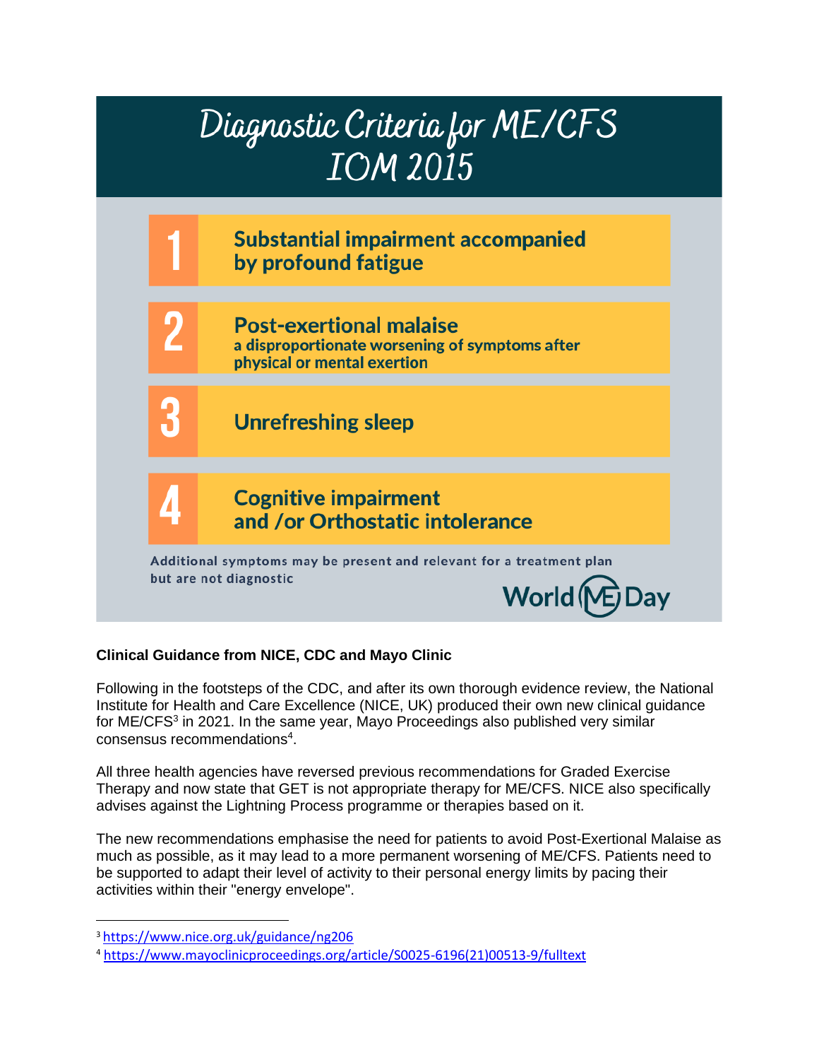# Diagnostic Criteria for ME/CFS IOM 2015

1. **Substantial impairment accompanied by profound fatigue**
2. **Post-exertional malaise**
   **a disproportionate worsening of symptoms after physical or mental exertion**
3. **Unrefreshing sleep**
4. **Cognitive impairment and /or Orthostatic intolerance**

Additional symptoms may be present and relevant for a treatment plan but are not diagnostic

World ME Day

**Clinical Guidance from NICE, CDC and Mayo Clinic**

Following in the footsteps of the CDC, and after its own thorough evidence review, the National Institute for Health and Care Excellence (NICE, UK) produced their own new clinical guidance for ME/CFS[3] in 2021. In the same year, Mayo Proceedings also published very similar consensus recommendations[4].

All three health agencies have reversed previous recommendations for Graded Exercise Therapy and now state that GET is not appropriate therapy for ME/CFS. NICE also specifically advises against the Lightning Process programme or therapies based on it.

The new recommendations emphasise the need for patients to avoid Post-Exertional Malaise as much as possible, as it may lead to a more permanent worsening of ME/CFS. Patients need to be supported to adapt their level of activity to their personal energy limits by pacing their activities within their "energy envelope".

---

[3] https://www.nice.org.uk/guidance/ng206

[4] https://www.mayoclinicproceedings.org/article/S0025-6196(21)00513-9/fulltext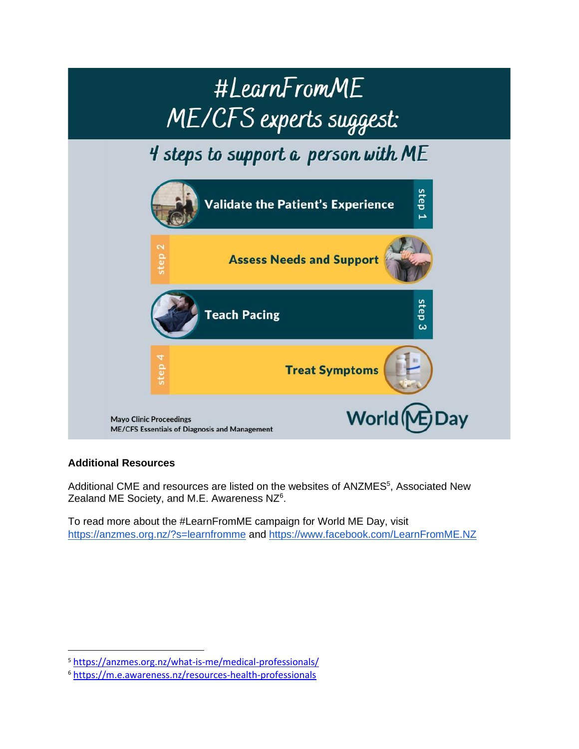# #LearnFromME
# ME/CFS experts suggest:

## 4 steps to support a person with ME

- **step 1** — Validate the Patient's Experience
- **step 2** — Assess Needs and Support
- **step 3** — Teach Pacing
- **step 4** — Treat Symptoms

Mayo Clinic Proceedings
ME/CFS Essentials of Diagnosis and Management

World ME Day

**Additional Resources**

Additional CME and resources are listed on the websites of ANZMES[5], Associated New Zealand ME Society, and M.E. Awareness NZ[6].

To read more about the #LearnFromME campaign for World ME Day, visit https://anzmes.org.nz/?s=learnfromme and https://www.facebook.com/LearnFromME.NZ

---

[5] https://anzmes.org.nz/what-is-me/medical-professionals/

[6] https://m.e.awareness.nz/resources-health-professionals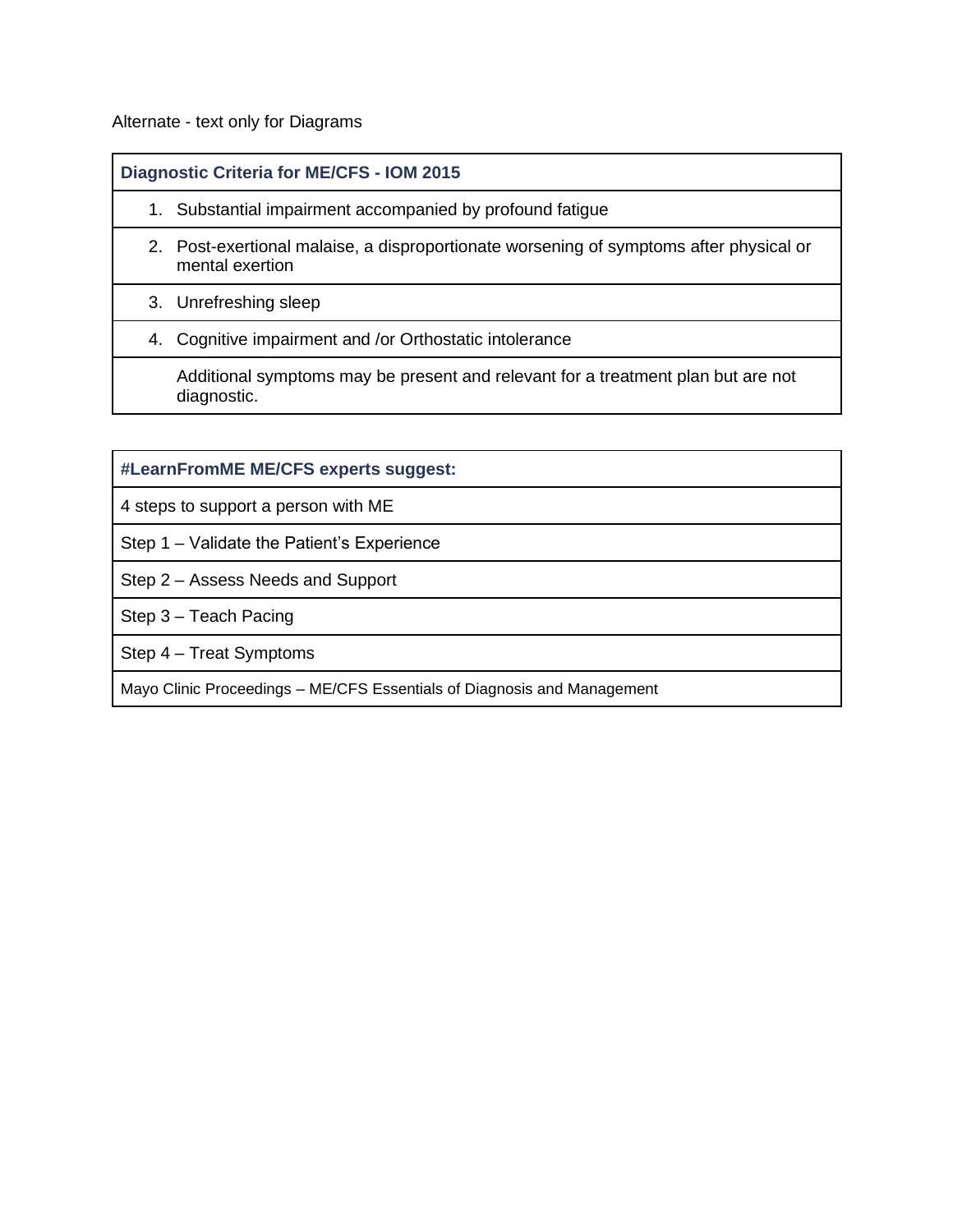Alternate - text only for Diagrams

| Diagnostic Criteria for ME/CFS - IOM 2015 |
| --- |
| 1. Substantial impairment accompanied by profound fatigue |
| 2. Post-exertional malaise, a disproportionate worsening of symptoms after physical or mental exertion |
| 3. Unrefreshing sleep |
| 4. Cognitive impairment and /or Orthostatic intolerance |
| Additional symptoms may be present and relevant for a treatment plan but are not diagnostic. |

| #LearnFromME ME/CFS experts suggest: |
| --- |
| 4 steps to support a person with ME |
| Step 1 – Validate the Patient's Experience |
| Step 2 – Assess Needs and Support |
| Step 3 – Teach Pacing |
| Step 4 – Treat Symptoms |
| Mayo Clinic Proceedings – ME/CFS Essentials of Diagnosis and Management |